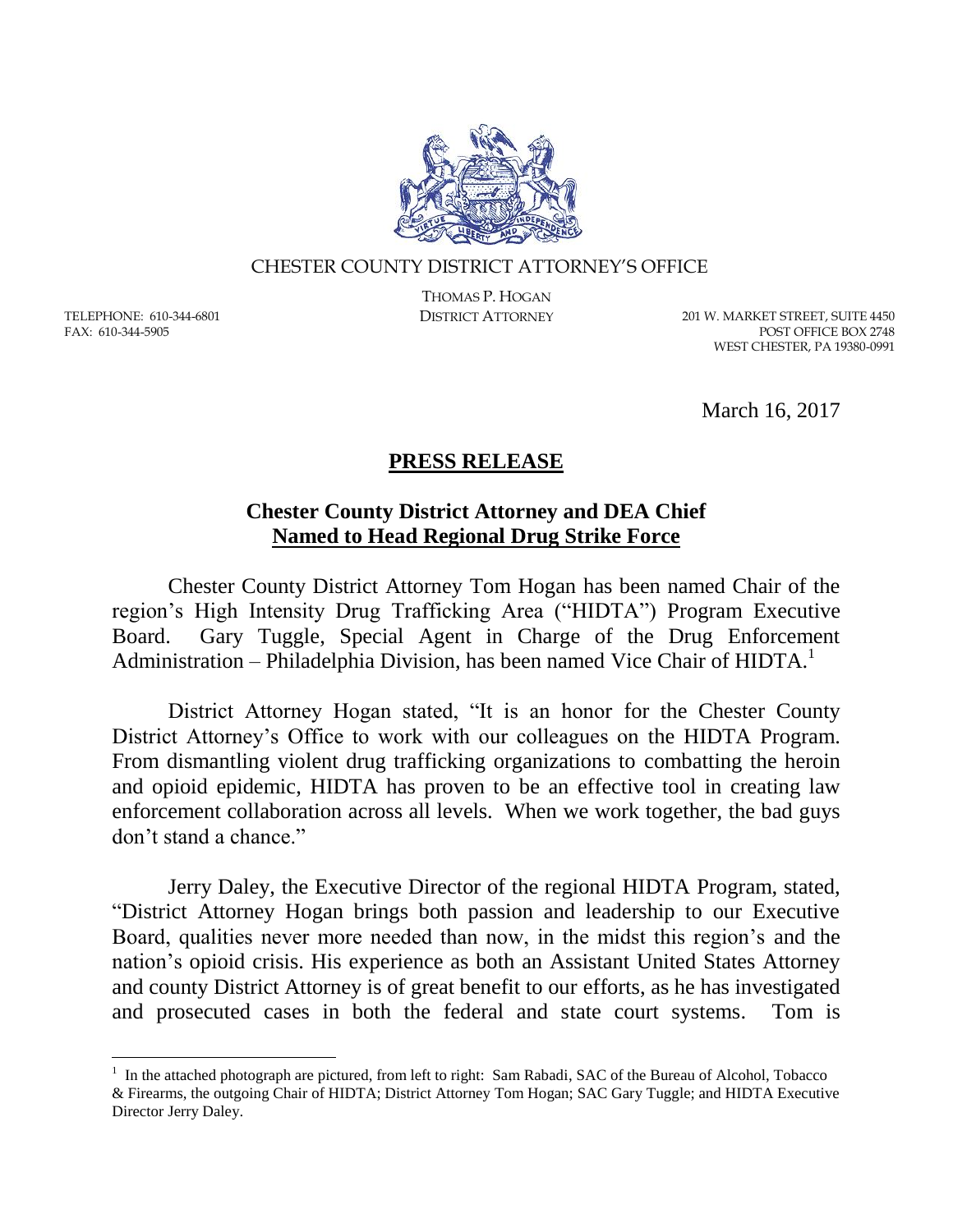CHESTER COUNTY DISTRICT ATTORNEY'S OFFICE

THOMAS P. HOGAN
DISTRICT ATTORNEY

TELEPHONE: 610-344-6801
FAX: 610-344-5905

201 W. MARKET STREET, SUITE 4450
POST OFFICE BOX 2748
WEST CHESTER, PA 19380-0991

March 16, 2017

# PRESS RELEASE

## Chester County District Attorney and DEA Chief Named to Head Regional Drug Strike Force

Chester County District Attorney Tom Hogan has been named Chair of the region's High Intensity Drug Trafficking Area ("HIDTA") Program Executive Board. Gary Tuggle, Special Agent in Charge of the Drug Enforcement Administration – Philadelphia Division, has been named Vice Chair of HIDTA.[1]

District Attorney Hogan stated, "It is an honor for the Chester County District Attorney's Office to work with our colleagues on the HIDTA Program. From dismantling violent drug trafficking organizations to combatting the heroin and opioid epidemic, HIDTA has proven to be an effective tool in creating law enforcement collaboration across all levels. When we work together, the bad guys don't stand a chance."

Jerry Daley, the Executive Director of the regional HIDTA Program, stated, "District Attorney Hogan brings both passion and leadership to our Executive Board, qualities never more needed than now, in the midst this region's and the nation's opioid crisis. His experience as both an Assistant United States Attorney and county District Attorney is of great benefit to our efforts, as he has investigated and prosecuted cases in both the federal and state court systems. Tom is

[1] In the attached photograph are pictured, from left to right: Sam Rabadi, SAC of the Bureau of Alcohol, Tobacco & Firearms, the outgoing Chair of HIDTA; District Attorney Tom Hogan; SAC Gary Tuggle; and HIDTA Executive Director Jerry Daley.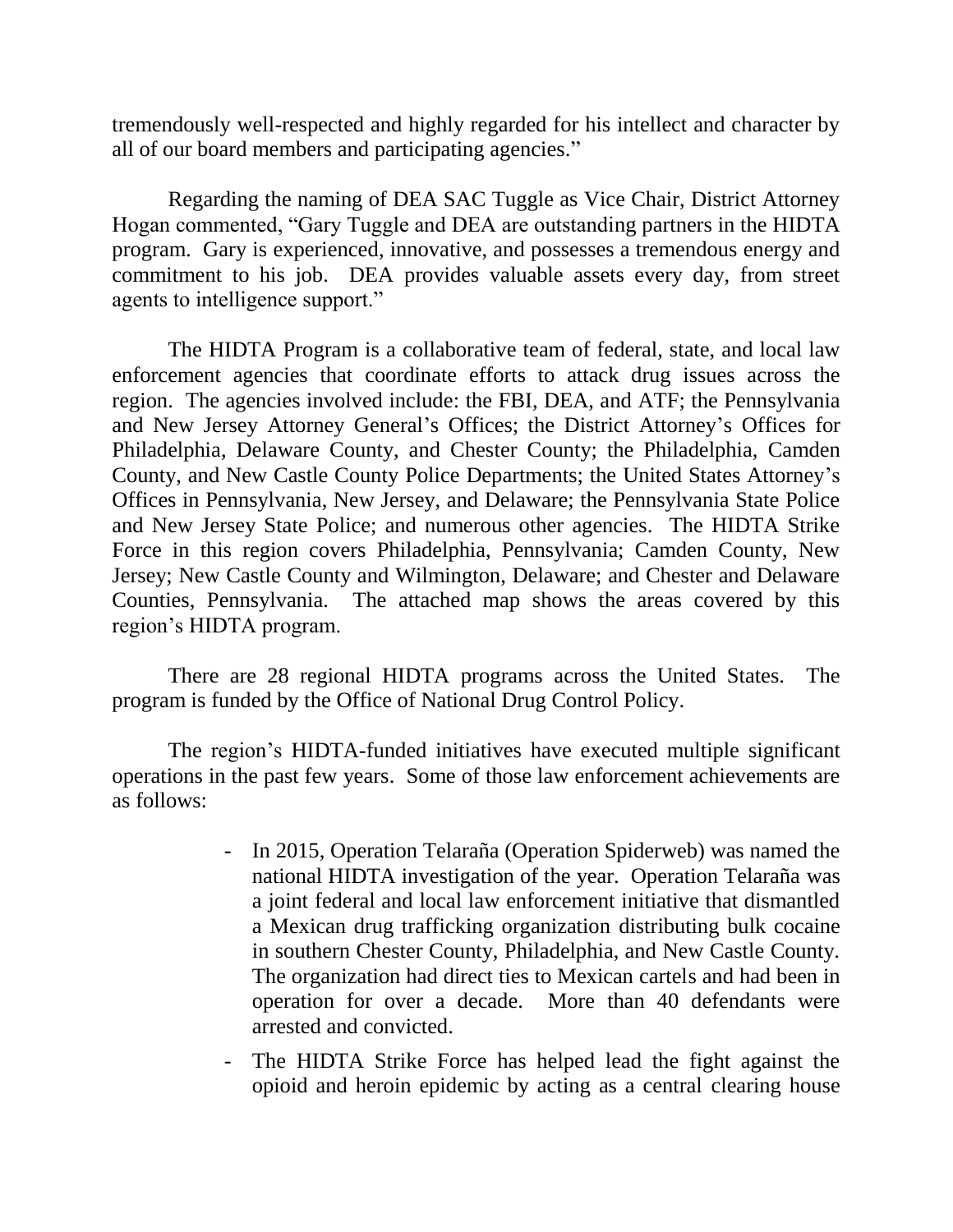tremendously well-respected and highly regarded for his intellect and character by all of our board members and participating agencies."

Regarding the naming of DEA SAC Tuggle as Vice Chair, District Attorney Hogan commented, "Gary Tuggle and DEA are outstanding partners in the HIDTA program. Gary is experienced, innovative, and possesses a tremendous energy and commitment to his job. DEA provides valuable assets every day, from street agents to intelligence support."

The HIDTA Program is a collaborative team of federal, state, and local law enforcement agencies that coordinate efforts to attack drug issues across the region. The agencies involved include: the FBI, DEA, and ATF; the Pennsylvania and New Jersey Attorney General's Offices; the District Attorney's Offices for Philadelphia, Delaware County, and Chester County; the Philadelphia, Camden County, and New Castle County Police Departments; the United States Attorney's Offices in Pennsylvania, New Jersey, and Delaware; the Pennsylvania State Police and New Jersey State Police; and numerous other agencies. The HIDTA Strike Force in this region covers Philadelphia, Pennsylvania; Camden County, New Jersey; New Castle County and Wilmington, Delaware; and Chester and Delaware Counties, Pennsylvania. The attached map shows the areas covered by this region's HIDTA program.

There are 28 regional HIDTA programs across the United States. The program is funded by the Office of National Drug Control Policy.

The region's HIDTA-funded initiatives have executed multiple significant operations in the past few years. Some of those law enforcement achievements are as follows:

- In 2015, Operation Telaraña (Operation Spiderweb) was named the national HIDTA investigation of the year. Operation Telaraña was a joint federal and local law enforcement initiative that dismantled a Mexican drug trafficking organization distributing bulk cocaine in southern Chester County, Philadelphia, and New Castle County. The organization had direct ties to Mexican cartels and had been in operation for over a decade. More than 40 defendants were arrested and convicted.
- The HIDTA Strike Force has helped lead the fight against the opioid and heroin epidemic by acting as a central clearing house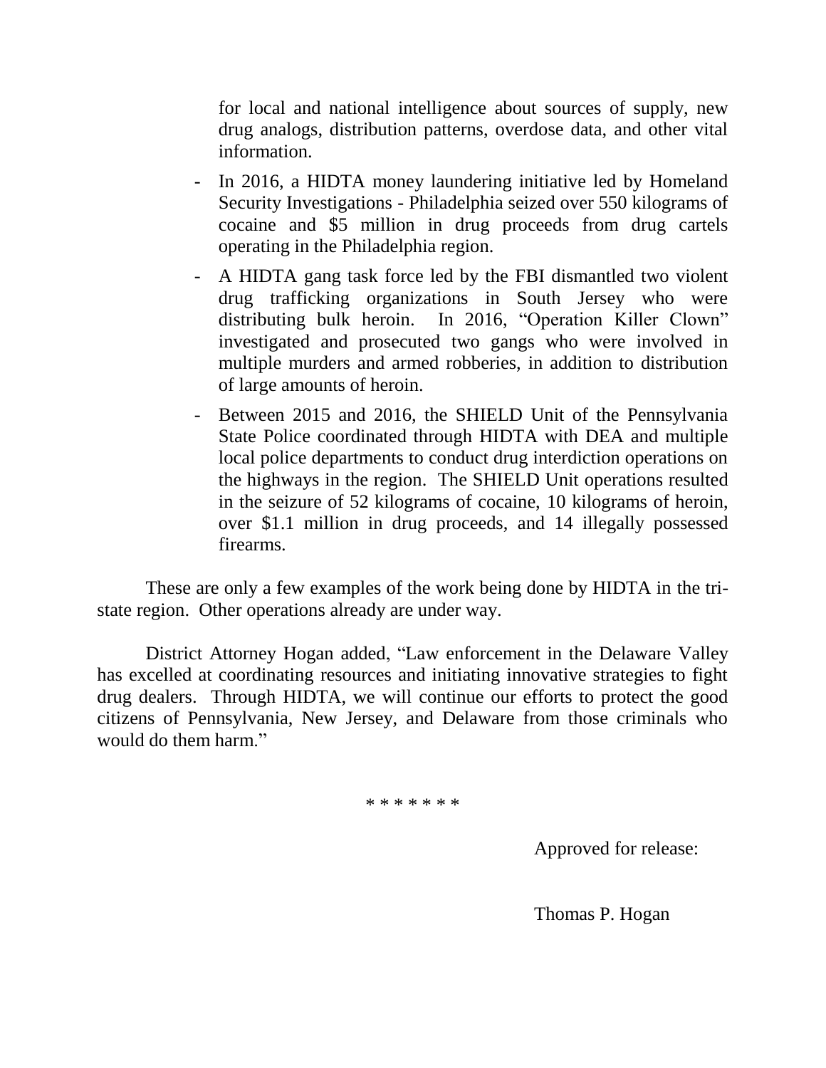for local and national intelligence about sources of supply, new drug analogs, distribution patterns, overdose data, and other vital information.

- In 2016, a HIDTA money laundering initiative led by Homeland Security Investigations - Philadelphia seized over 550 kilograms of cocaine and $5 million in drug proceeds from drug cartels operating in the Philadelphia region.
- A HIDTA gang task force led by the FBI dismantled two violent drug trafficking organizations in South Jersey who were distributing bulk heroin. In 2016, "Operation Killer Clown" investigated and prosecuted two gangs who were involved in multiple murders and armed robberies, in addition to distribution of large amounts of heroin.
- Between 2015 and 2016, the SHIELD Unit of the Pennsylvania State Police coordinated through HIDTA with DEA and multiple local police departments to conduct drug interdiction operations on the highways in the region. The SHIELD Unit operations resulted in the seizure of 52 kilograms of cocaine, 10 kilograms of heroin, over $1.1 million in drug proceeds, and 14 illegally possessed firearms.

These are only a few examples of the work being done by HIDTA in the tri-state region. Other operations already are under way.

District Attorney Hogan added, "Law enforcement in the Delaware Valley has excelled at coordinating resources and initiating innovative strategies to fight drug dealers. Through HIDTA, we will continue our efforts to protect the good citizens of Pennsylvania, New Jersey, and Delaware from those criminals who would do them harm."

* * * * * * *

Approved for release:

Thomas P. Hogan